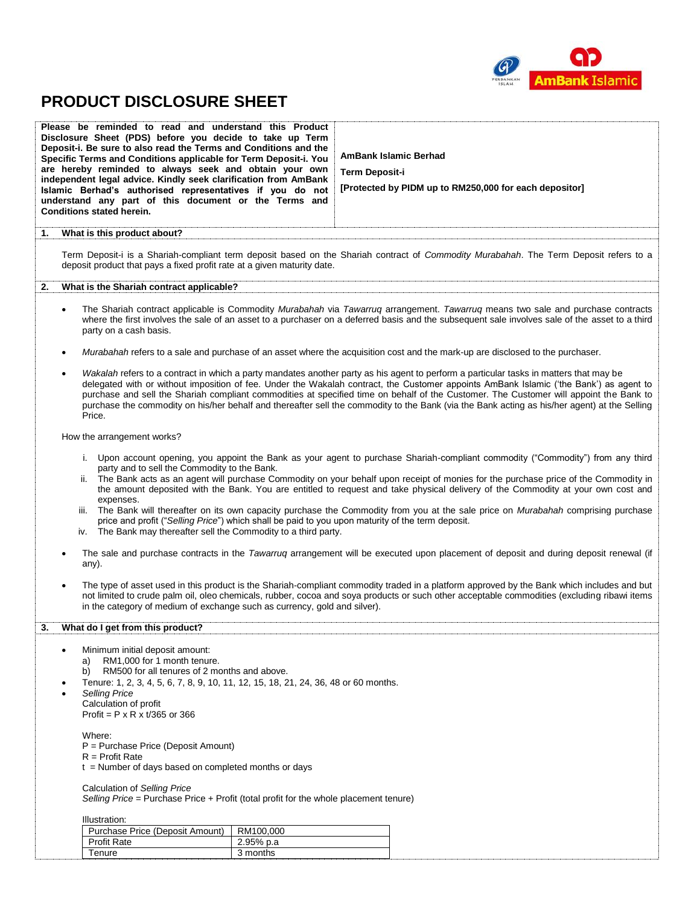# PRODUCT DISCLOSURE SHEET

| **Please be reminded to read and understand this Product Disclosure Sheet (PDS) before you decide to take up Term Deposit-i. Be sure to also read the Terms and Conditions and the Specific Terms and Conditions applicable for Term Deposit-i. You are hereby reminded to always seek and obtain your own independent legal advice. Kindly seek clarification from AmBank Islamic Berhad's authorised representatives if you do not understand any part of this document or the Terms and Conditions stated herein.** | **AmBank Islamic Berhad**<br><br>**Term Deposit-i**<br><br>**[Protected by PIDM up to RM250,000 for each depositor]** |
|---|---|

## 1. What is this product about?

Term Deposit-i is a Shariah-compliant term deposit based on the Shariah contract of *Commodity Murabahah*. The Term Deposit refers to a deposit product that pays a fixed profit rate at a given maturity date.

## 2. What is the Shariah contract applicable?

- The Shariah contract applicable is Commodity *Murabahah* via *Tawarruq* arrangement. *Tawarruq* means two sale and purchase contracts where the first involves the sale of an asset to a purchaser on a deferred basis and the subsequent sale involves sale of the asset to a third party on a cash basis.
- *Murabahah* refers to a sale and purchase of an asset where the acquisition cost and the mark-up are disclosed to the purchaser.
- *Wakalah* refers to a contract in which a party mandates another party as his agent to perform a particular tasks in matters that may be delegated with or without imposition of fee. Under the Wakalah contract, the Customer appoints AmBank Islamic ('the Bank') as agent to purchase and sell the Shariah compliant commodities at specified time on behalf of the Customer. The Customer will appoint the Bank to purchase the commodity on his/her behalf and thereafter sell the commodity to the Bank (via the Bank acting as his/her agent) at the Selling Price.

How the arrangement works?

i. Upon account opening, you appoint the Bank as your agent to purchase Shariah-compliant commodity ("Commodity") from any third party and to sell the Commodity to the Bank.
ii. The Bank acts as an agent will purchase Commodity on your behalf upon receipt of monies for the purchase price of the Commodity in the amount deposited with the Bank. You are entitled to request and take physical delivery of the Commodity at your own cost and expenses.
iii. The Bank will thereafter on its own capacity purchase the Commodity from you at the sale price on *Murabahah* comprising purchase price and profit ("*Selling Price*") which shall be paid to you upon maturity of the term deposit.
iv. The Bank may thereafter sell the Commodity to a third party.

- The sale and purchase contracts in the *Tawarruq* arrangement will be executed upon placement of deposit and during deposit renewal (if any).
- The type of asset used in this product is the Shariah-compliant commodity traded in a platform approved by the Bank which includes and but not limited to crude palm oil, oleo chemicals, rubber, cocoa and soya products or such other acceptable commodities (excluding ribawi items in the category of medium of exchange such as currency, gold and silver).

## 3. What do I get from this product?

- Minimum initial deposit amount:
  a) RM1,000 for 1 month tenure.
  b) RM500 for all tenures of 2 months and above.
- Tenure: 1, 2, 3, 4, 5, 6, 7, 8, 9, 10, 11, 12, 15, 18, 21, 24, 36, 48 or 60 months.
- *Selling Price*

  Calculation of profit

  Profit = P x R x t/365 or 366

  Where:
  P = Purchase Price (Deposit Amount)
  R = Profit Rate
  t = Number of days based on completed months or days

  Calculation of *Selling Price*

  *Selling Price* = Purchase Price + Profit (total profit for the whole placement tenure)

  Illustration:

| Purchase Price (Deposit Amount) | RM100,000 |
|---|---|
| Profit Rate | 2.95% p.a |
| Tenure | 3 months |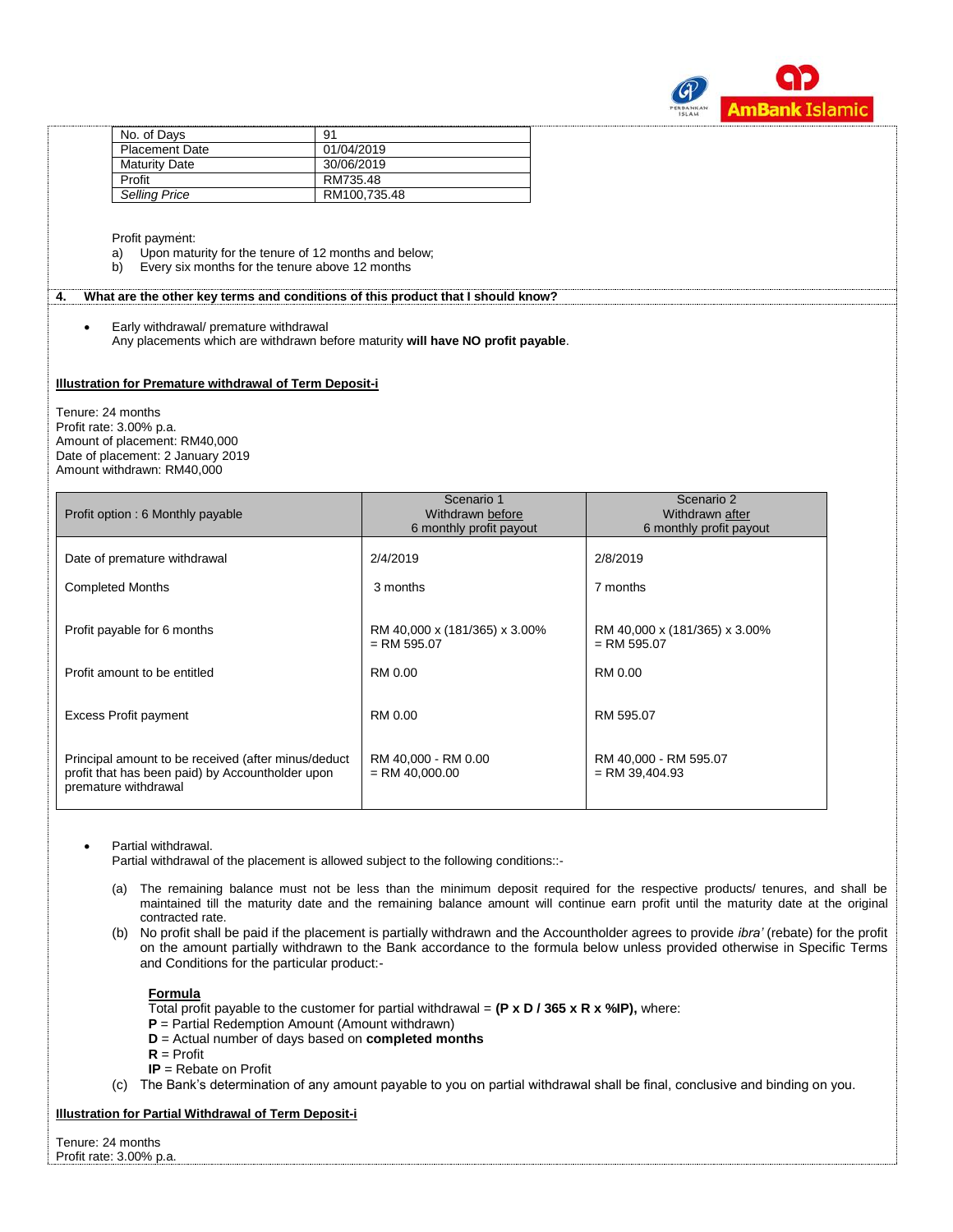| No. of Days | 91 |
|---|---|
| Placement Date | 01/04/2019 |
| Maturity Date | 30/06/2019 |
| Profit | RM735.48 |
| *Selling Price* | RM100,735.48 |

Profit payment:

a) Upon maturity for the tenure of 12 months and below;
b) Every six months for the tenure above 12 months

**4. What are the other key terms and conditions of this product that I should know?**

- Early withdrawal/ premature withdrawal
  Any placements which are withdrawn before maturity **will have NO profit payable**.

**Illustration for Premature withdrawal of Term Deposit-i**

Tenure: 24 months
Profit rate: 3.00% p.a.
Amount of placement: RM40,000
Date of placement: 2 January 2019
Amount withdrawn: RM40,000

| Profit option : 6 Monthly payable | Scenario 1<br>Withdrawn before<br>6 monthly profit payout | Scenario 2<br>Withdrawn after<br>6 monthly profit payout |
|---|---|---|
| Date of premature withdrawal | 2/4/2019 | 2/8/2019 |
| Completed Months | 3 months | 7 months |
| Profit payable for 6 months | RM 40,000 x (181/365) x 3.00%<br>= RM 595.07 | RM 40,000 x (181/365) x 3.00%<br>= RM 595.07 |
| Profit amount to be entitled | RM 0.00 | RM 0.00 |
| Excess Profit payment | RM 0.00 | RM 595.07 |
| Principal amount to be received (after minus/deduct profit that has been paid) by Accountholder upon premature withdrawal | RM 40,000 - RM 0.00<br>= RM 40,000.00 | RM 40,000 - RM 595.07<br>= RM 39,404.93 |

- Partial withdrawal.
  Partial withdrawal of the placement is allowed subject to the following conditions::-

  (a) The remaining balance must not be less than the minimum deposit required for the respective products/ tenures, and shall be maintained till the maturity date and the remaining balance amount will continue earn profit until the maturity date at the original contracted rate.

  (b) No profit shall be paid if the placement is partially withdrawn and the Accountholder agrees to provide *ibra'* (rebate) for the profit on the amount partially withdrawn to the Bank accordance to the formula below unless provided otherwise in Specific Terms and Conditions for the particular product:-

  **Formula**
  Total profit payable to the customer for partial withdrawal = **(P x D / 365 x R x %IP),** where:
  **P** = Partial Redemption Amount (Amount withdrawn)
  **D** = Actual number of days based on **completed months**
  **R** = Profit
  **IP** = Rebate on Profit

  (c) The Bank's determination of any amount payable to you on partial withdrawal shall be final, conclusive and binding on you.

**Illustration for Partial Withdrawal of Term Deposit-i**

Tenure: 24 months
Profit rate: 3.00% p.a.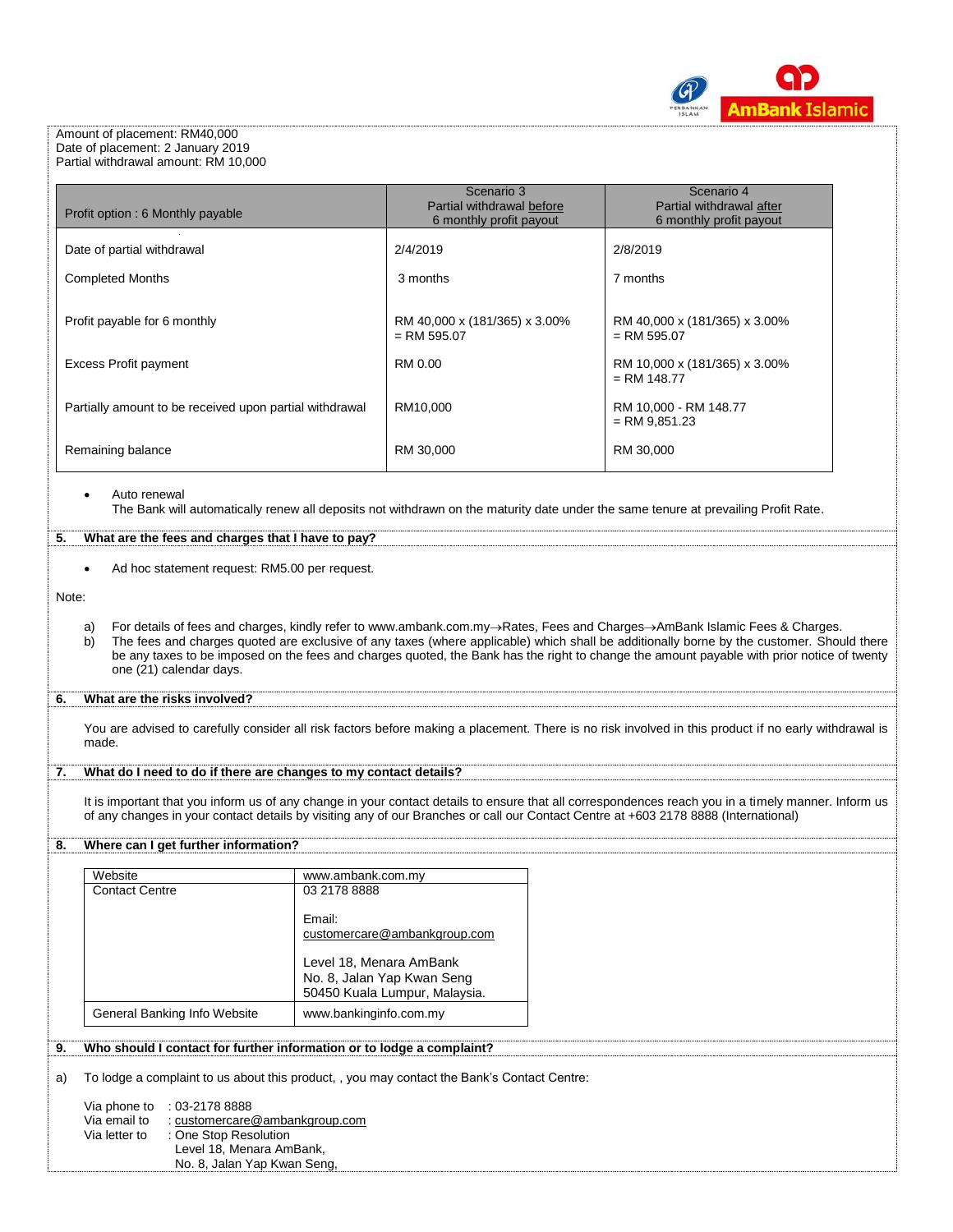Amount of placement: RM40,000
Date of placement: 2 January 2019
Partial withdrawal amount: RM 10,000

| Profit option : 6 Monthly payable | Scenario 3 Partial withdrawal before 6 monthly profit payout | Scenario 4 Partial withdrawal after 6 monthly profit payout |
|---|---|---|
| Date of partial withdrawal | 2/4/2019 | 2/8/2019 |
| Completed Months | 3 months | 7 months |
| Profit payable for 6 monthly | RM 40,000 x (181/365) x 3.00% = RM 595.07 | RM 40,000 x (181/365) x 3.00% = RM 595.07 |
| Excess Profit payment | RM 0.00 | RM 10,000 x (181/365) x 3.00% = RM 148.77 |
| Partially amount to be received upon partial withdrawal | RM10,000 | RM 10,000 - RM 148.77 = RM 9,851.23 |
| Remaining balance | RM 30,000 | RM 30,000 |

- Auto renewal
  The Bank will automatically renew all deposits not withdrawn on the maturity date under the same tenure at prevailing Profit Rate.

## 5. What are the fees and charges that I have to pay?

- Ad hoc statement request: RM5.00 per request.

Note:

a) For details of fees and charges, kindly refer to www.ambank.com.my→Rates, Fees and Charges→AmBank Islamic Fees & Charges.
b) The fees and charges quoted are exclusive of any taxes (where applicable) which shall be additionally borne by the customer. Should there be any taxes to be imposed on the fees and charges quoted, the Bank has the right to change the amount payable with prior notice of twenty one (21) calendar days.

## 6. What are the risks involved?

You are advised to carefully consider all risk factors before making a placement. There is no risk involved in this product if no early withdrawal is made.

## 7. What do I need to do if there are changes to my contact details?

It is important that you inform us of any change in your contact details to ensure that all correspondences reach you in a timely manner. Inform us of any changes in your contact details by visiting any of our Branches or call our Contact Centre at +603 2178 8888 (International)

## 8. Where can I get further information?

| Website | www.ambank.com.my |
|---|---|
| Contact Centre | 03 2178 8888<br><br>Email:<br>customercare@ambankgroup.com<br><br>Level 18, Menara AmBank<br>No. 8, Jalan Yap Kwan Seng<br>50450 Kuala Lumpur, Malaysia. |
| General Banking Info Website | www.bankinginfo.com.my |

## 9. Who should I contact for further information or to lodge a complaint?

a) To lodge a complaint to us about this product, , you may contact the Bank's Contact Centre:

Via phone to : 03-2178 8888
Via email to : customercare@ambankgroup.com
Via letter to : One Stop Resolution
Level 18, Menara AmBank,
No. 8, Jalan Yap Kwan Seng,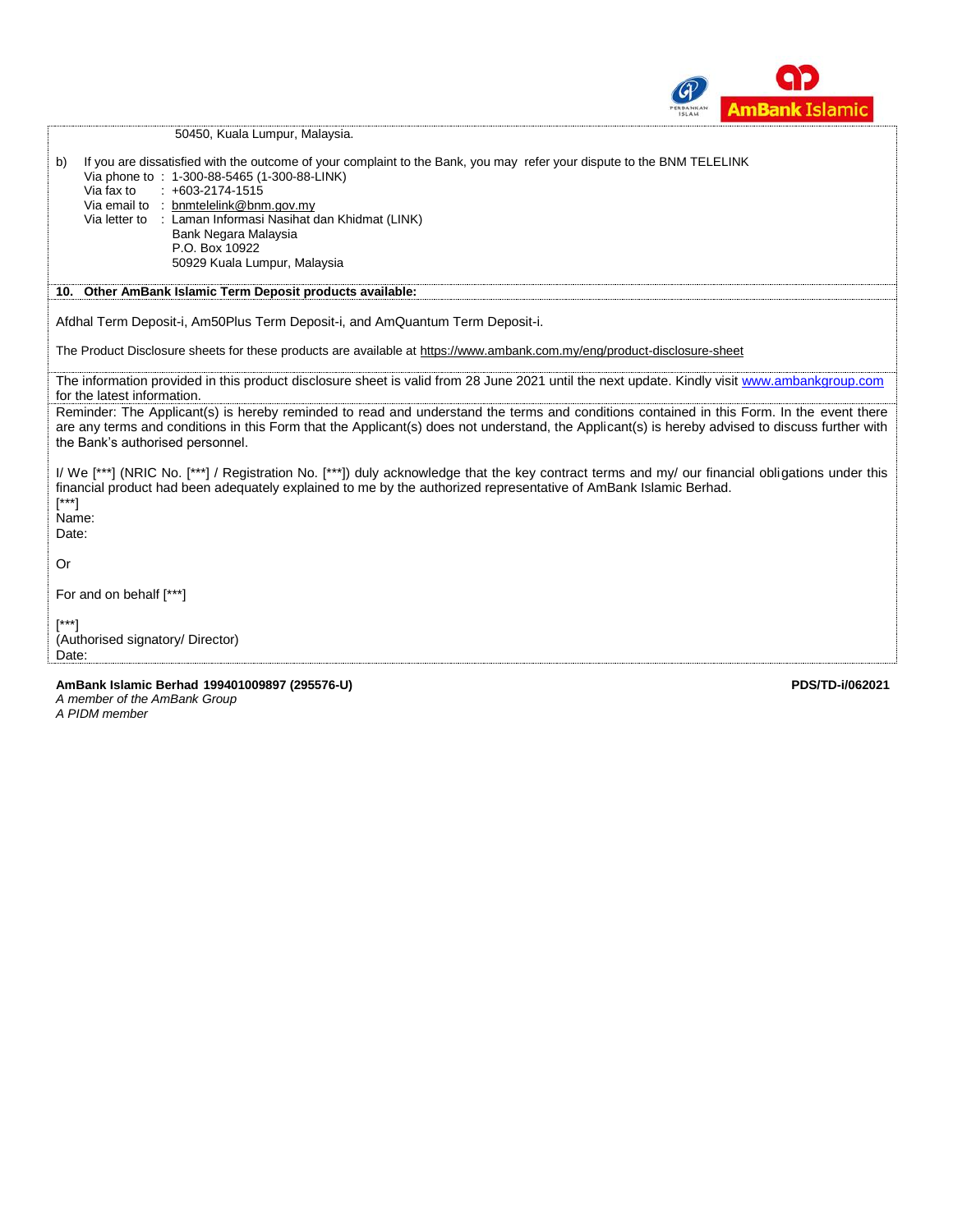50450, Kuala Lumpur, Malaysia.

b) If you are dissatisfied with the outcome of your complaint to the Bank, you may refer your dispute to the BNM TELELINK

Via phone to : 1-300-88-5465 (1-300-88-LINK)
Via fax to : +603-2174-1515
Via email to : bnmtelelink@bnm.gov.my
Via letter to : Laman Informasi Nasihat dan Khidmat (LINK)
Bank Negara Malaysia
P.O. Box 10922
50929 Kuala Lumpur, Malaysia

**10. Other AmBank Islamic Term Deposit products available:**

Afdhal Term Deposit-i, Am50Plus Term Deposit-i, and AmQuantum Term Deposit-i.

The Product Disclosure sheets for these products are available at https://www.ambank.com.my/eng/product-disclosure-sheet

The information provided in this product disclosure sheet is valid from 28 June 2021 until the next update. Kindly visit www.ambankgroup.com for the latest information.

Reminder: The Applicant(s) is hereby reminded to read and understand the terms and conditions contained in this Form. In the event there are any terms and conditions in this Form that the Applicant(s) does not understand, the Applicant(s) is hereby advised to discuss further with the Bank's authorised personnel.

I/ We [***] (NRIC No. [***] / Registration No. [***]) duly acknowledge that the key contract terms and my/ our financial obligations under this financial product had been adequately explained to me by the authorized representative of AmBank Islamic Berhad.

[***]
Name:
Date:

Or

For and on behalf [***]

[***]
(Authorised signatory/ Director)
Date:

**AmBank Islamic Berhad 199401009897 (295576-U)** **PDS/TD-i/062021**
*A member of the AmBank Group*
*A PIDM member*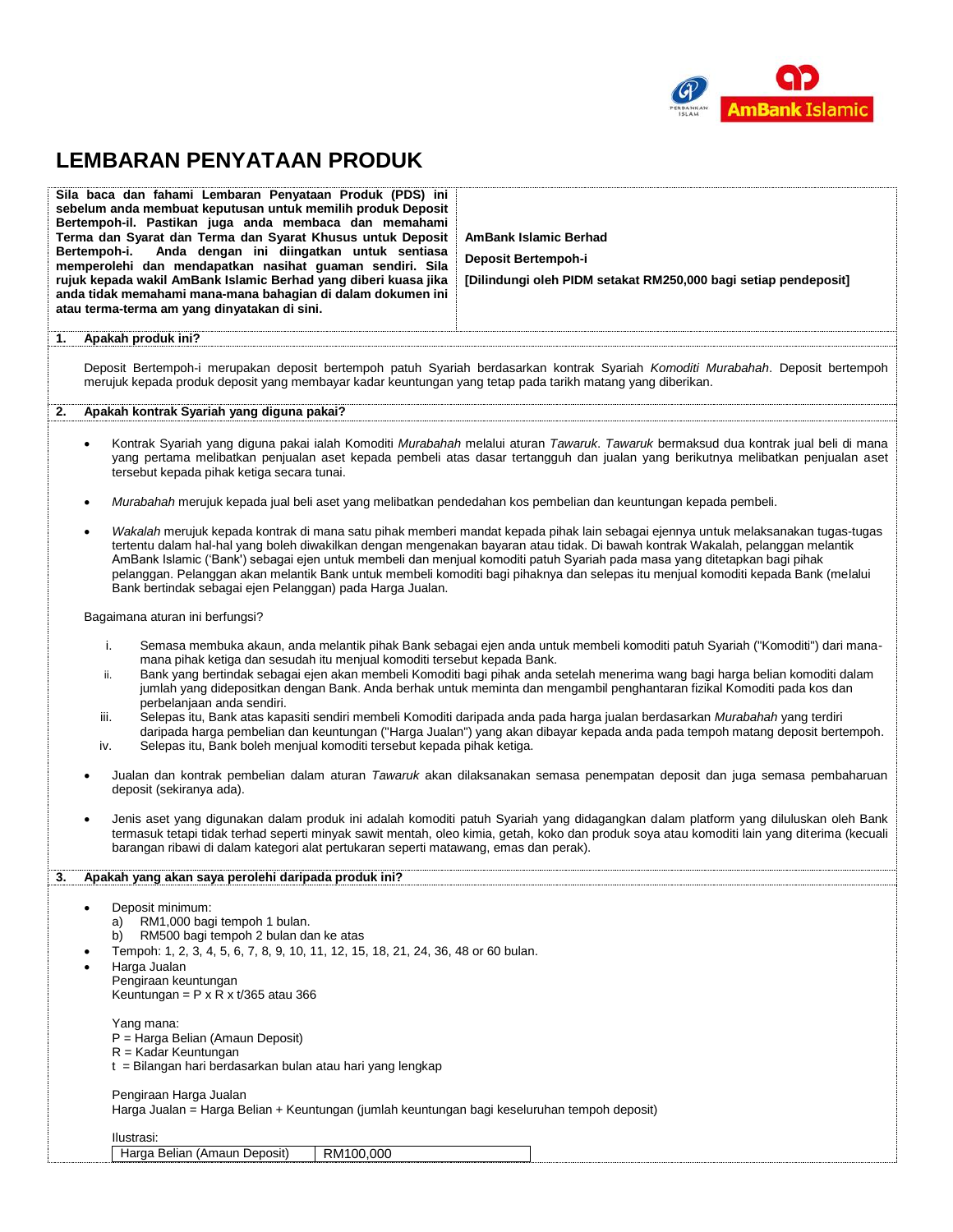# LEMBARAN PENYATAAN PRODUK

| **Sila baca dan fahami Lembaran Penyataan Produk (PDS) ini sebelum anda membuat keputusan untuk memilih produk Deposit Bertempoh-il. Pastikan juga anda membaca dan memahami Terma dan Syarat dan Terma dan Syarat Khusus untuk Deposit Bertempoh-i. Anda dengan ini diingatkan untuk sentiasa memperolehi dan mendapatkan nasihat guaman sendiri. Sila rujuk kepada wakil AmBank Islamic Berhad yang diberi kuasa jika anda tidak memahami mana-mana bahagian di dalam dokumen ini atau terma-terma am yang dinyatakan di sini.** | **AmBank Islamic Berhad**<br><br>**Deposit Bertempoh-i**<br><br>**[Dilindungi oleh PIDM setakat RM250,000 bagi setiap pendeposit]** |
|---|---|

## 1. Apakah produk ini?

Deposit Bertempoh-i merupakan deposit bertempoh patuh Syariah berdasarkan kontrak Syariah *Komoditi Murabahah*. Deposit bertempoh merujuk kepada produk deposit yang membayar kadar keuntungan yang tetap pada tarikh matang yang diberikan.

## 2. Apakah kontrak Syariah yang diguna pakai?

- Kontrak Syariah yang diguna pakai ialah Komoditi *Murabahah* melalui aturan *Tawaruk*. *Tawaruk* bermaksud dua kontrak jual beli di mana yang pertama melibatkan penjualan aset kepada pembeli atas dasar tertangguh dan jualan yang berikutnya melibatkan penjualan aset tersebut kepada pihak ketiga secara tunai.
- *Murabahah* merujuk kepada jual beli aset yang melibatkan pendedahan kos pembelian dan keuntungan kepada pembeli.
- *Wakalah* merujuk kepada kontrak di mana satu pihak memberi mandat kepada pihak lain sebagai ejennya untuk melaksanakan tugas-tugas tertentu dalam hal-hal yang boleh diwakilkan dengan mengenakan bayaran atau tidak. Di bawah kontrak Wakalah, pelanggan melantik AmBank Islamic ('Bank') sebagai ejen untuk membeli dan menjual komoditi patuh Syariah pada masa yang ditetapkan bagi pihak pelanggan. Pelanggan akan melantik Bank untuk membeli komoditi bagi pihaknya dan selepas itu menjual komoditi kepada Bank (melalui Bank bertindak sebagai ejen Pelanggan) pada Harga Jualan.

Bagaimana aturan ini berfungsi?

i. Semasa membuka akaun, anda melantik pihak Bank sebagai ejen anda untuk membeli komoditi patuh Syariah ("Komoditi") dari mana-mana pihak ketiga dan sesudah itu menjual komoditi tersebut kepada Bank.
ii. Bank yang bertindak sebagai ejen akan membeli Komoditi bagi pihak anda setelah menerima wang bagi harga belian komoditi dalam jumlah yang didepositkan dengan Bank. Anda berhak untuk meminta dan mengambil penghantaran fizikal Komoditi pada kos dan perbelanjaan anda sendiri.
iii. Selepas itu, Bank atas kapasiti sendiri membeli Komoditi daripada anda pada harga jualan berdasarkan *Murabahah* yang terdiri daripada harga pembelian dan keuntungan ("Harga Jualan") yang akan dibayar kepada anda pada tempoh matang deposit bertempoh.
iv. Selepas itu, Bank boleh menjual komoditi tersebut kepada pihak ketiga.

- Jualan dan kontrak pembelian dalam aturan *Tawaruk* akan dilaksanakan semasa penempatan deposit dan juga semasa pembaharuan deposit (sekiranya ada).
- Jenis aset yang digunakan dalam produk ini adalah komoditi patuh Syariah yang didagangkan dalam platform yang diluluskan oleh Bank termasuk tetapi tidak terhad seperti minyak sawit mentah, oleo kimia, getah, koko dan produk soya atau komoditi lain yang diterima (kecuali barangan ribawi di dalam kategori alat pertukaran seperti matawang, emas dan perak).

## 3. Apakah yang akan saya perolehi daripada produk ini?

- Deposit minimum:
  a) RM1,000 bagi tempoh 1 bulan.
  b) RM500 bagi tempoh 2 bulan dan ke atas
- Tempoh: 1, 2, 3, 4, 5, 6, 7, 8, 9, 10, 11, 12, 15, 18, 21, 24, 36, 48 or 60 bulan.
- Harga Jualan
  Pengiraan keuntungan
  Keuntungan = P x R x t/365 atau 366

  Yang mana:
  P = Harga Belian (Amaun Deposit)
  R = Kadar Keuntungan
  t = Bilangan hari berdasarkan bulan atau hari yang lengkap

  Pengiraan Harga Jualan
  Harga Jualan = Harga Belian + Keuntungan (jumlah keuntungan bagi keseluruhan tempoh deposit)

  Ilustrasi:

| Harga Belian (Amaun Deposit) | RM100,000 |
|---|---|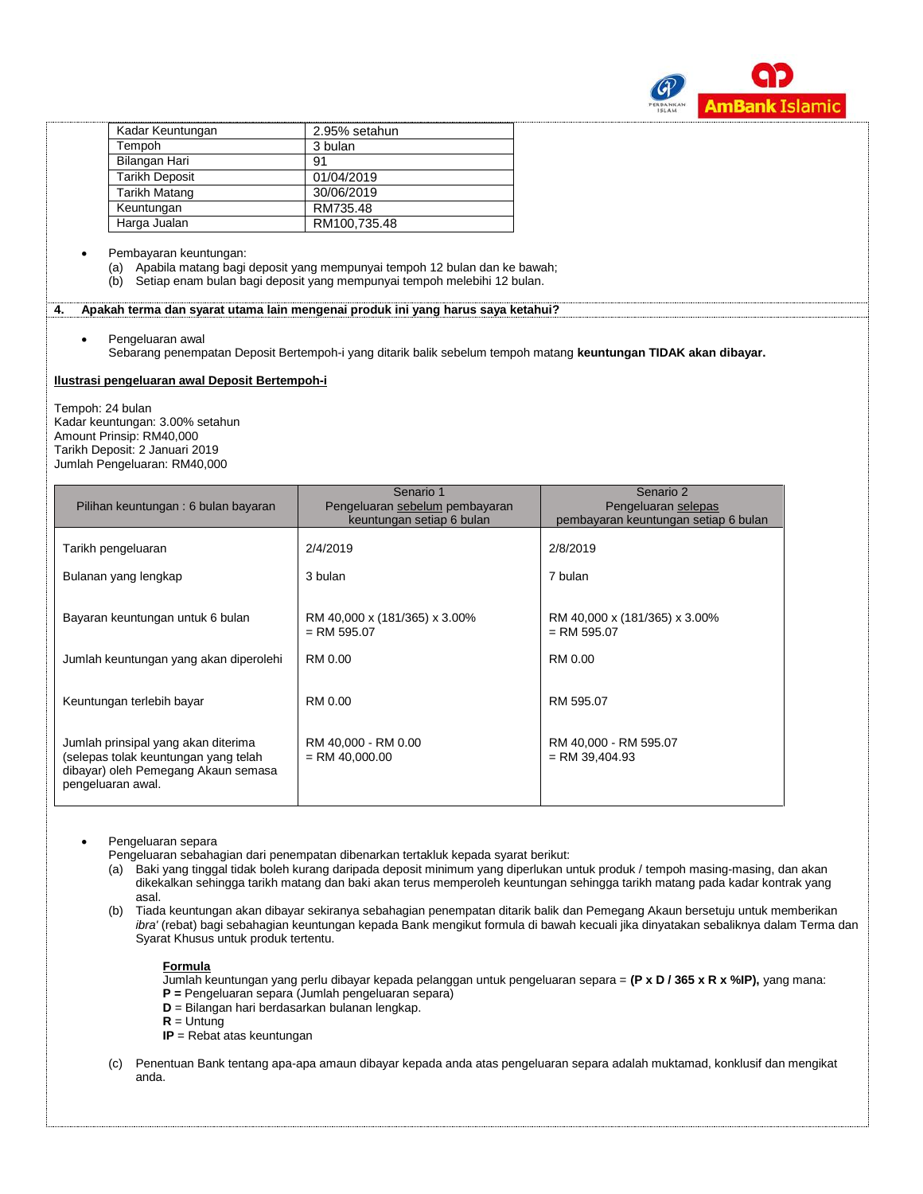| Kadar Keuntungan | 2.95% setahun |
|---|---|
| Tempoh | 3 bulan |
| Bilangan Hari | 91 |
| Tarikh Deposit | 01/04/2019 |
| Tarikh Matang | 30/06/2019 |
| Keuntungan | RM735.48 |
| Harga Jualan | RM100,735.48 |

- Pembayaran keuntungan:
  (a) Apabila matang bagi deposit yang mempunyai tempoh 12 bulan dan ke bawah;
  (b) Setiap enam bulan bagi deposit yang mempunyai tempoh melebihi 12 bulan.

**4. Apakah terma dan syarat utama lain mengenai produk ini yang harus saya ketahui?**

- Pengeluaran awal
  Sebarang penempatan Deposit Bertempoh-i yang ditarik balik sebelum tempoh matang **keuntungan TIDAK akan dibayar.**

**Ilustrasi pengeluaran awal Deposit Bertempoh-i**

Tempoh: 24 bulan
Kadar keuntungan: 3.00% setahun
Amount Prinsip: RM40,000
Tarikh Deposit: 2 Januari 2019
Jumlah Pengeluaran: RM40,000

| Pilihan keuntungan : 6 bulan bayaran | Senario 1 Pengeluaran sebelum pembayaran keuntungan setiap 6 bulan | Senario 2 Pengeluaran selepas pembayaran keuntungan setiap 6 bulan |
|---|---|---|
| Tarikh pengeluaran | 2/4/2019 | 2/8/2019 |
| Bulanan yang lengkap | 3 bulan | 7 bulan |
| Bayaran keuntungan untuk 6 bulan | RM 40,000 x (181/365) x 3.00% = RM 595.07 | RM 40,000 x (181/365) x 3.00% = RM 595.07 |
| Jumlah keuntungan yang akan diperolehi | RM 0.00 | RM 0.00 |
| Keuntungan terlebih bayar | RM 0.00 | RM 595.07 |
| Jumlah prinsipal yang akan diterima (selepas tolak keuntungan yang telah dibayar) oleh Pemegang Akaun semasa pengeluaran awal. | RM 40,000 - RM 0.00 = RM 40,000.00 | RM 40,000 - RM 595.07 = RM 39,404.93 |

- Pengeluaran separa
  Pengeluaran sebahagian dari penempatan dibenarkan tertakluk kepada syarat berikut:
  (a) Baki yang tinggal tidak boleh kurang daripada deposit minimum yang diperlukan untuk produk / tempoh masing-masing, dan akan dikekalkan sehingga tarikh matang dan baki akan terus memperoleh keuntungan sehingga tarikh matang pada kadar kontrak yang asal.
  (b) Tiada keuntungan akan dibayar sekiranya sebahagian penempatan ditarik balik dan Pemegang Akaun bersetuju untuk memberikan *ibra'* (rebat) bagi sebahagian keuntungan kepada Bank mengikut formula di bawah kecuali jika dinyatakan sebaliknya dalam Terma dan Syarat Khusus untuk produk tertentu.

  **Formula**
  Jumlah keuntungan yang perlu dibayar kepada pelanggan untuk pengeluaran separa = **(P x D / 365 x R x %IP),** yang mana:
  **P =** Pengeluaran separa (Jumlah pengeluaran separa)
  **D** = Bilangan hari berdasarkan bulanan lengkap.
  **R** = Untung
  **IP** = Rebat atas keuntungan

  (c) Penentuan Bank tentang apa-apa amaun dibayar kepada anda atas pengeluaran separa adalah muktamad, konklusif dan mengikat anda.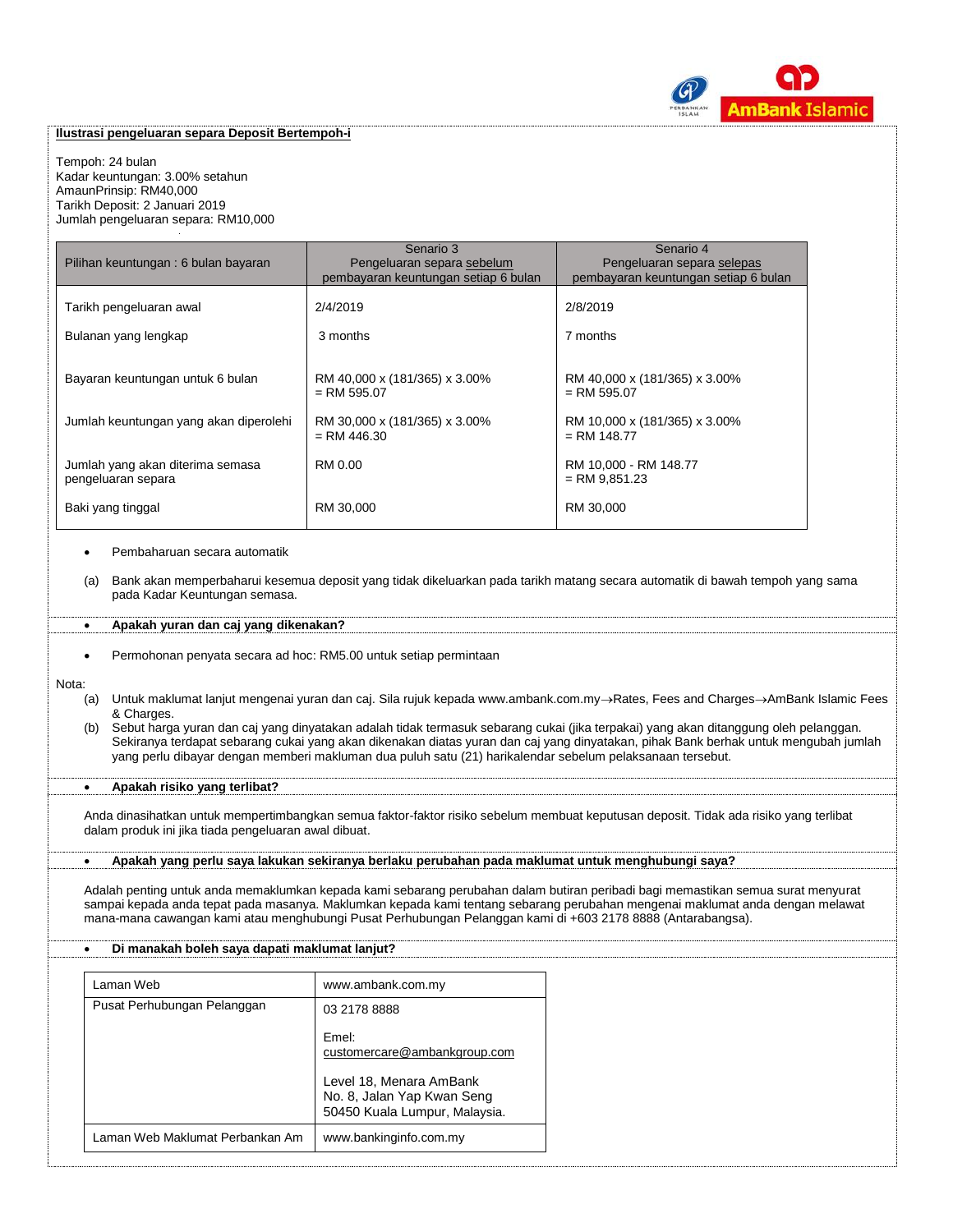**Ilustrasi pengeluaran separa Deposit Bertempoh-i**

Tempoh: 24 bulan
Kadar keuntungan: 3.00% setahun
AmaunPrinsip: RM40,000
Tarikh Deposit: 2 Januari 2019
Jumlah pengeluaran separa: RM10,000

| Pilihan keuntungan : 6 bulan bayaran | Senario 3 Pengeluaran separa sebelum pembayaran keuntungan setiap 6 bulan | Senario 4 Pengeluaran separa selepas pembayaran keuntungan setiap 6 bulan |
|---|---|---|
| Tarikh pengeluaran awal | 2/4/2019 | 2/8/2019 |
| Bulanan yang lengkap | 3 months | 7 months |
| Bayaran keuntungan untuk 6 bulan | RM 40,000 x (181/365) x 3.00% = RM 595.07 | RM 40,000 x (181/365) x 3.00% = RM 595.07 |
| Jumlah keuntungan yang akan diperolehi | RM 30,000 x (181/365) x 3.00% = RM 446.30 | RM 10,000 x (181/365) x 3.00% = RM 148.77 |
| Jumlah yang akan diterima semasa pengeluaran separa | RM 0.00 | RM 10,000 - RM 148.77 = RM 9,851.23 |
| Baki yang tinggal | RM 30,000 | RM 30,000 |

- Pembaharuan secara automatik

(a) Bank akan memperbaharui kesemua deposit yang tidak dikeluarkan pada tarikh matang secara automatik di bawah tempoh yang sama pada Kadar Keuntungan semasa.

- **Apakah yuran dan caj yang dikenakan?**

- Permohonan penyata secara ad hoc: RM5.00 untuk setiap permintaan

Nota:

(a) Untuk maklumat lanjut mengenai yuran dan caj. Sila rujuk kepada www.ambank.com.my→Rates, Fees and Charges→AmBank Islamic Fees & Charges.

(b) Sebut harga yuran dan caj yang dinyatakan adalah tidak termasuk sebarang cukai (jika terpakai) yang akan ditanggung oleh pelanggan. Sekiranya terdapat sebarang cukai yang akan dikenakan diatas yuran dan caj yang dinyatakan, pihak Bank berhak untuk mengubah jumlah yang perlu dibayar dengan memberi makluman dua puluh satu (21) harikalendar sebelum pelaksanaan tersebut.

- **Apakah risiko yang terlibat?**

Anda dinasihatkan untuk mempertimbangkan semua faktor-faktor risiko sebelum membuat keputusan deposit. Tidak ada risiko yang terlibat dalam produk ini jika tiada pengeluaran awal dibuat.

- **Apakah yang perlu saya lakukan sekiranya berlaku perubahan pada maklumat untuk menghubungi saya?**

Adalah penting untuk anda memaklumkan kepada kami sebarang perubahan dalam butiran peribadi bagi memastikan semua surat menyurat sampai kepada anda tepat pada masanya. Maklumkan kepada kami tentang sebarang perubahan mengenai maklumat anda dengan melawat mana-mana cawangan kami atau menghubungi Pusat Perhubungan Pelanggan kami di +603 2178 8888 (Antarabangsa).

- **Di manakah boleh saya dapati maklumat lanjut?**

| Laman Web | www.ambank.com.my |
|---|---|
| Pusat Perhubungan Pelanggan | 03 2178 8888<br><br>Emel: customercare@ambankgroup.com<br><br>Level 18, Menara AmBank<br>No. 8, Jalan Yap Kwan Seng<br>50450 Kuala Lumpur, Malaysia. |
| Laman Web Maklumat Perbankan Am | www.bankinginfo.com.my |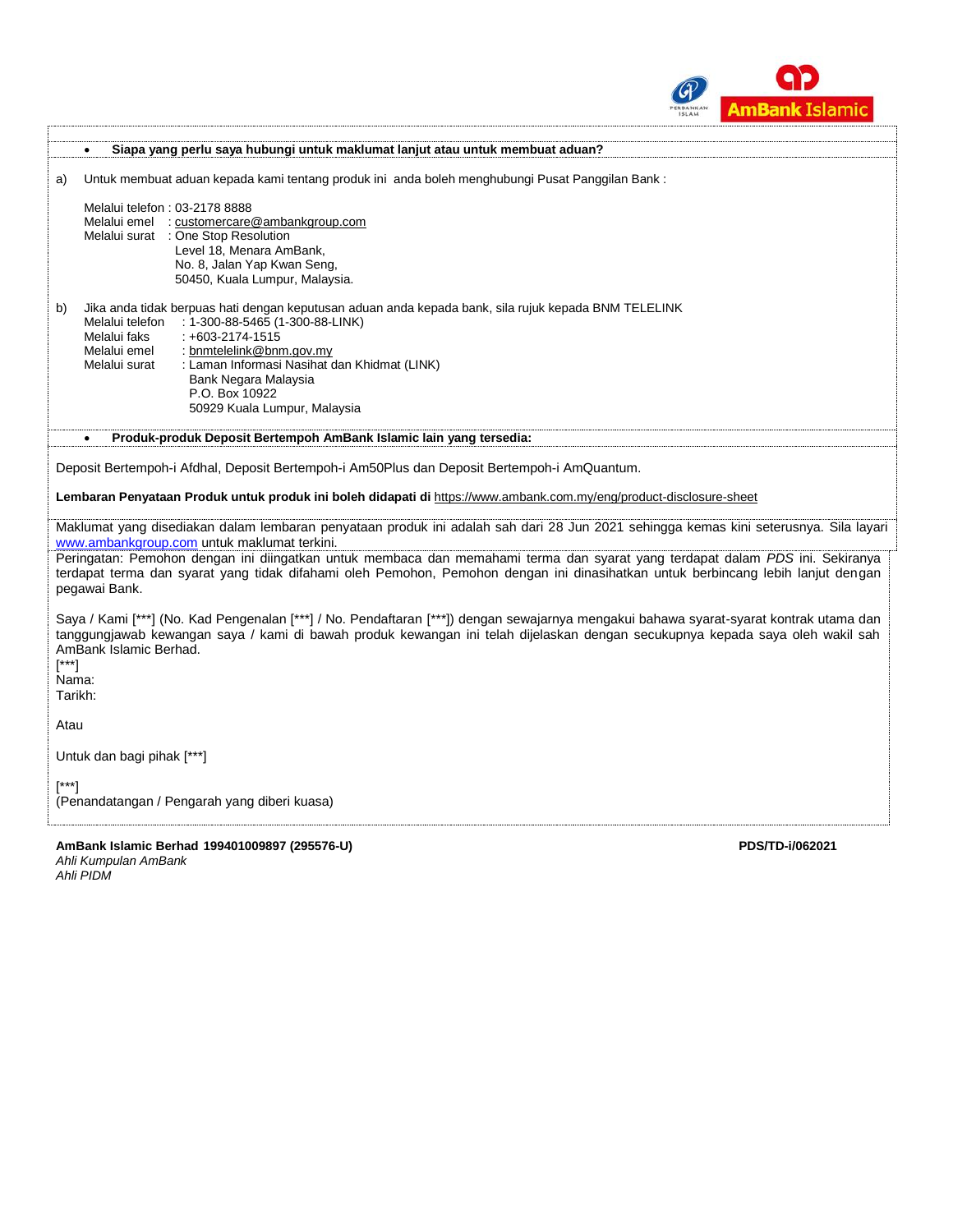- **Siapa yang perlu saya hubungi untuk maklumat lanjut atau untuk membuat aduan?**

a) Untuk membuat aduan kepada kami tentang produk ini anda boleh menghubungi Pusat Panggilan Bank :

Melalui telefon : 03-2178 8888
Melalui emel : customercare@ambankgroup.com
Melalui surat : One Stop Resolution
Level 18, Menara AmBank,
No. 8, Jalan Yap Kwan Seng,
50450, Kuala Lumpur, Malaysia.

b) Jika anda tidak berpuas hati dengan keputusan aduan anda kepada bank, sila rujuk kepada BNM TELELINK
Melalui telefon : 1-300-88-5465 (1-300-88-LINK)
Melalui faks : +603-2174-1515
Melalui emel : bnmtelelink@bnm.gov.my
Melalui surat : Laman Informasi Nasihat dan Khidmat (LINK)
Bank Negara Malaysia
P.O. Box 10922
50929 Kuala Lumpur, Malaysia

- **Produk-produk Deposit Bertempoh AmBank Islamic lain yang tersedia:**

Deposit Bertempoh-i Afdhal, Deposit Bertempoh-i Am50Plus dan Deposit Bertempoh-i AmQuantum.

**Lembaran Penyataan Produk untuk produk ini boleh didapati di** https://www.ambank.com.my/eng/product-disclosure-sheet

Maklumat yang disediakan dalam lembaran penyataan produk ini adalah sah dari 28 Jun 2021 sehingga kemas kini seterusnya. Sila layari www.ambankgroup.com untuk maklumat terkini.

Peringatan: Pemohon dengan ini diingatkan untuk membaca dan memahami terma dan syarat yang terdapat dalam *PDS* ini. Sekiranya terdapat terma dan syarat yang tidak difahami oleh Pemohon, Pemohon dengan ini dinasihatkan untuk berbincang lebih lanjut dengan pegawai Bank.

Saya / Kami [***] (No. Kad Pengenalan [***] / No. Pendaftaran [***]) dengan sewajarnya mengakui bahawa syarat-syarat kontrak utama dan tanggungjawab kewangan saya / kami di bawah produk kewangan ini telah dijelaskan dengan secukupnya kepada saya oleh wakil sah AmBank Islamic Berhad.

[***]
Nama:
Tarikh:

Atau

Untuk dan bagi pihak [***]

[***]
(Penandatangan / Pengarah yang diberi kuasa)

**AmBank Islamic Berhad 199401009897 (295576-U)** **PDS/TD-i/062021**
*Ahli Kumpulan AmBank*
*Ahli PIDM*